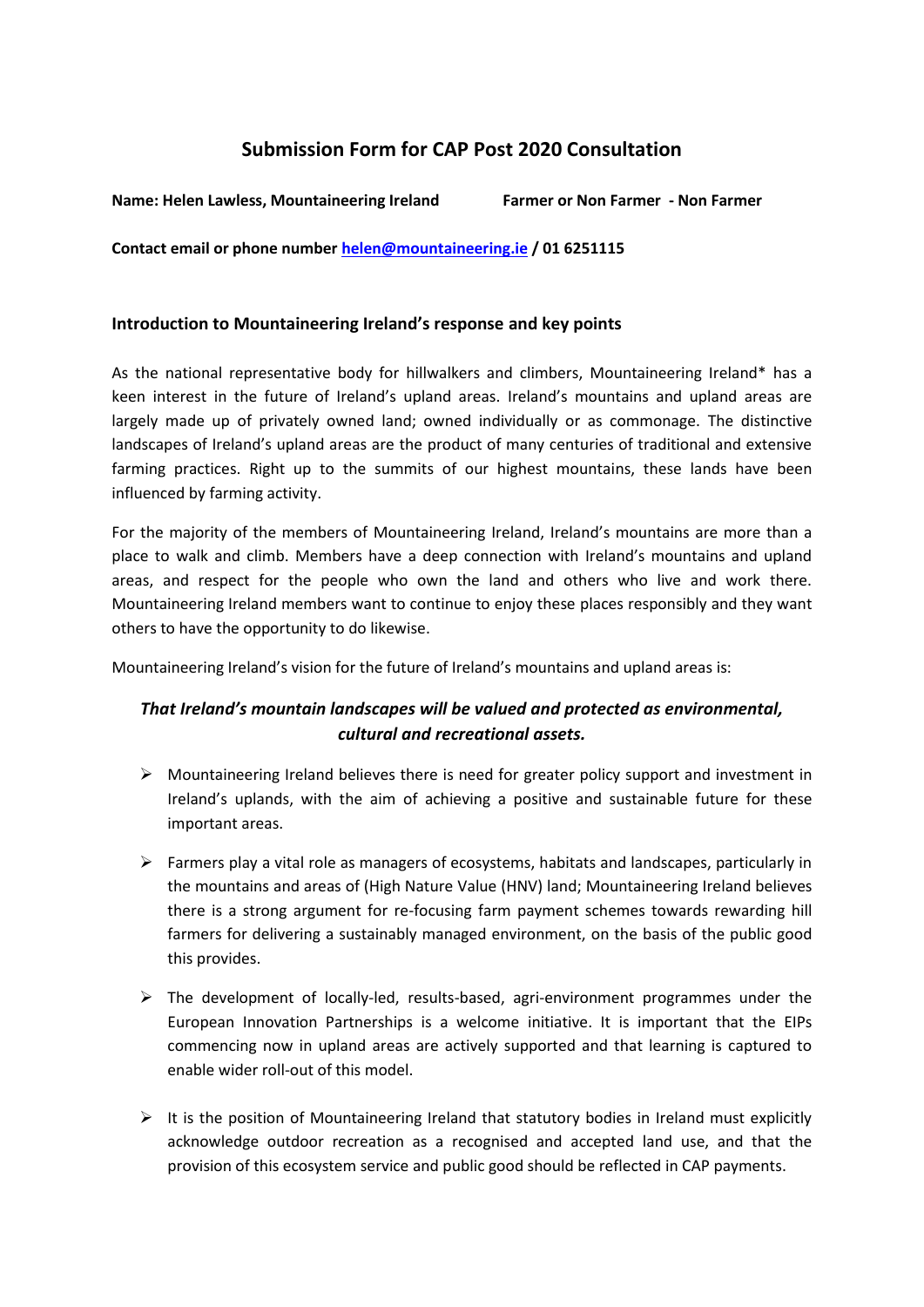# Submission Form for CAP Post 2020 Consultation

**Name: Helen Lawless, Mountaineering Ireland** **Farmer or Non Farmer - Non Farmer**

**Contact email or phone number helen@mountaineering.ie / 01 6251115**

## Introduction to Mountaineering Ireland's response and key points

As the national representative body for hillwalkers and climbers, Mountaineering Ireland* has a keen interest in the future of Ireland's upland areas. Ireland's mountains and upland areas are largely made up of privately owned land; owned individually or as commonage. The distinctive landscapes of Ireland's upland areas are the product of many centuries of traditional and extensive farming practices. Right up to the summits of our highest mountains, these lands have been influenced by farming activity.

For the majority of the members of Mountaineering Ireland, Ireland's mountains are more than a place to walk and climb. Members have a deep connection with Ireland's mountains and upland areas, and respect for the people who own the land and others who live and work there. Mountaineering Ireland members want to continue to enjoy these places responsibly and they want others to have the opportunity to do likewise.

Mountaineering Ireland's vision for the future of Ireland's mountains and upland areas is:

***That Ireland's mountain landscapes will be valued and protected as environmental, cultural and recreational assets.***

- Mountaineering Ireland believes there is need for greater policy support and investment in Ireland's uplands, with the aim of achieving a positive and sustainable future for these important areas.
- Farmers play a vital role as managers of ecosystems, habitats and landscapes, particularly in the mountains and areas of (High Nature Value (HNV) land; Mountaineering Ireland believes there is a strong argument for re-focusing farm payment schemes towards rewarding hill farmers for delivering a sustainably managed environment, on the basis of the public good this provides.
- The development of locally-led, results-based, agri-environment programmes under the European Innovation Partnerships is a welcome initiative. It is important that the EIPs commencing now in upland areas are actively supported and that learning is captured to enable wider roll-out of this model.
- It is the position of Mountaineering Ireland that statutory bodies in Ireland must explicitly acknowledge outdoor recreation as a recognised and accepted land use, and that the provision of this ecosystem service and public good should be reflected in CAP payments.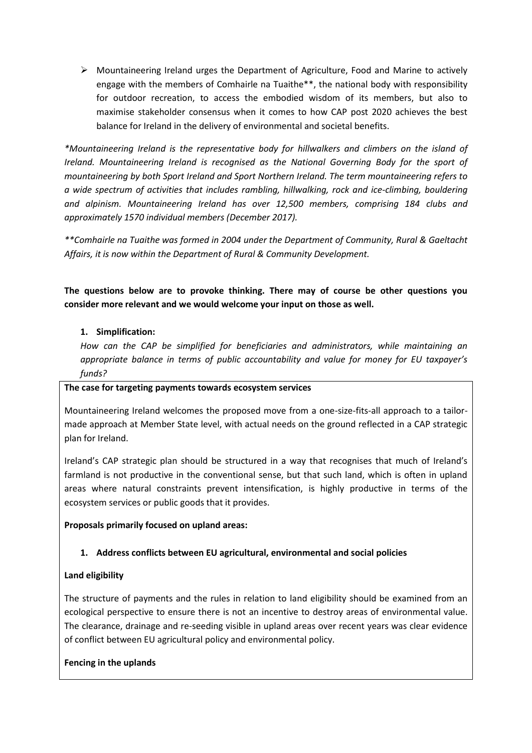- Mountaineering Ireland urges the Department of Agriculture, Food and Marine to actively engage with the members of Comhairle na Tuaithe**, the national body with responsibility for outdoor recreation, to access the embodied wisdom of its members, but also to maximise stakeholder consensus when it comes to how CAP post 2020 achieves the best balance for Ireland in the delivery of environmental and societal benefits.

*\*Mountaineering Ireland is the representative body for hillwalkers and climbers on the island of Ireland. Mountaineering Ireland is recognised as the National Governing Body for the sport of mountaineering by both Sport Ireland and Sport Northern Ireland. The term mountaineering refers to a wide spectrum of activities that includes rambling, hillwalking, rock and ice-climbing, bouldering and alpinism. Mountaineering Ireland has over 12,500 members, comprising 184 clubs and approximately 1570 individual members (December 2017).*

*\*\*Comhairle na Tuaithe was formed in 2004 under the Department of Community, Rural & Gaeltacht Affairs, it is now within the Department of Rural & Community Development.*

**The questions below are to provoke thinking. There may of course be other questions you consider more relevant and we would welcome your input on those as well.**

1. **Simplification:**

*How can the CAP be simplified for beneficiaries and administrators, while maintaining an appropriate balance in terms of public accountability and value for money for EU taxpayer's funds?*

**The case for targeting payments towards ecosystem services**

Mountaineering Ireland welcomes the proposed move from a one-size-fits-all approach to a tailor-made approach at Member State level, with actual needs on the ground reflected in a CAP strategic plan for Ireland.

Ireland's CAP strategic plan should be structured in a way that recognises that much of Ireland's farmland is not productive in the conventional sense, but that such land, which is often in upland areas where natural constraints prevent intensification, is highly productive in terms of the ecosystem services or public goods that it provides.

**Proposals primarily focused on upland areas:**

1. **Address conflicts between EU agricultural, environmental and social policies**

**Land eligibility**

The structure of payments and the rules in relation to land eligibility should be examined from an ecological perspective to ensure there is not an incentive to destroy areas of environmental value. The clearance, drainage and re-seeding visible in upland areas over recent years was clear evidence of conflict between EU agricultural policy and environmental policy.

**Fencing in the uplands**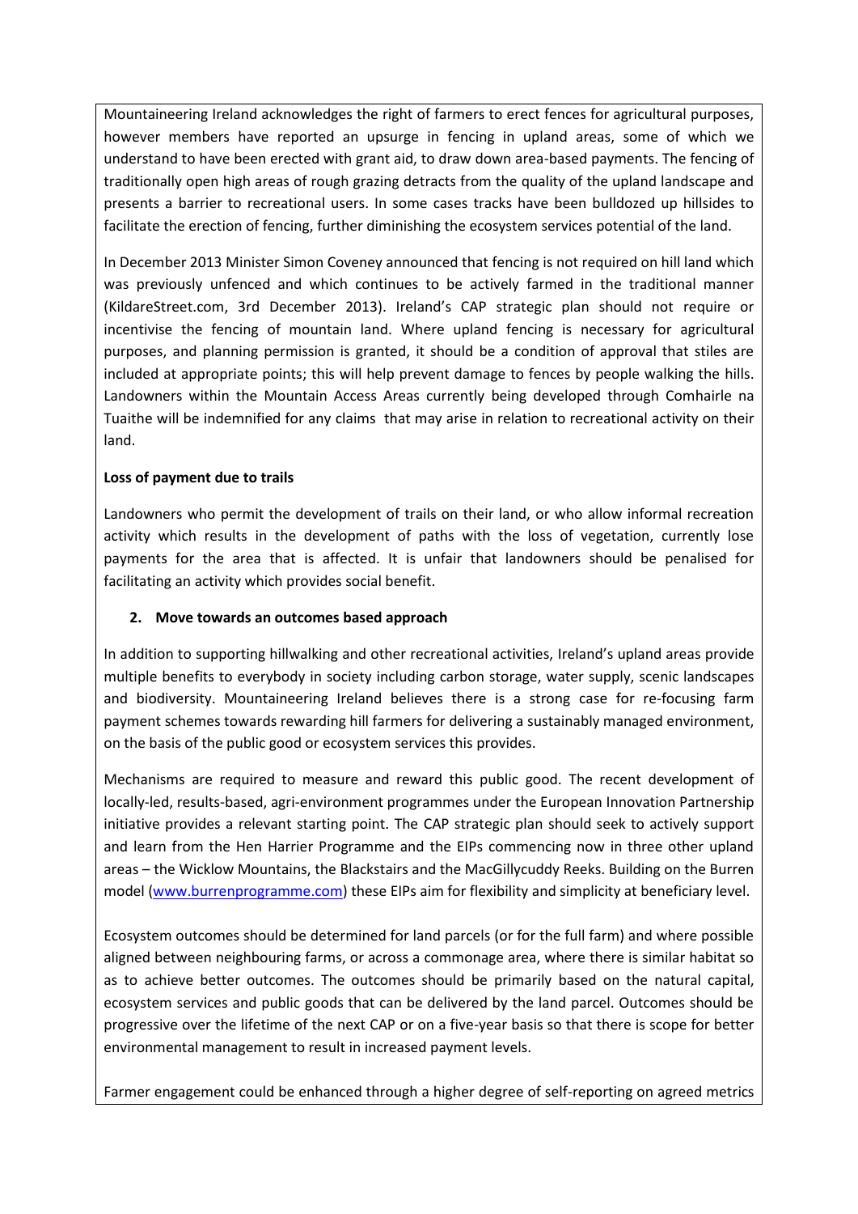Mountaineering Ireland acknowledges the right of farmers to erect fences for agricultural purposes, however members have reported an upsurge in fencing in upland areas, some of which we understand to have been erected with grant aid, to draw down area-based payments. The fencing of traditionally open high areas of rough grazing detracts from the quality of the upland landscape and presents a barrier to recreational users. In some cases tracks have been bulldozed up hillsides to facilitate the erection of fencing, further diminishing the ecosystem services potential of the land.

In December 2013 Minister Simon Coveney announced that fencing is not required on hill land which was previously unfenced and which continues to be actively farmed in the traditional manner (KildareStreet.com, 3rd December 2013). Ireland's CAP strategic plan should not require or incentivise the fencing of mountain land. Where upland fencing is necessary for agricultural purposes, and planning permission is granted, it should be a condition of approval that stiles are included at appropriate points; this will help prevent damage to fences by people walking the hills. Landowners within the Mountain Access Areas currently being developed through Comhairle na Tuaithe will be indemnified for any claims that may arise in relation to recreational activity on their land.

**Loss of payment due to trails**

Landowners who permit the development of trails on their land, or who allow informal recreation activity which results in the development of paths with the loss of vegetation, currently lose payments for the area that is affected. It is unfair that landowners should be penalised for facilitating an activity which provides social benefit.

**2. Move towards an outcomes based approach**

In addition to supporting hillwalking and other recreational activities, Ireland's upland areas provide multiple benefits to everybody in society including carbon storage, water supply, scenic landscapes and biodiversity. Mountaineering Ireland believes there is a strong case for re-focusing farm payment schemes towards rewarding hill farmers for delivering a sustainably managed environment, on the basis of the public good or ecosystem services this provides.

Mechanisms are required to measure and reward this public good. The recent development of locally-led, results-based, agri-environment programmes under the European Innovation Partnership initiative provides a relevant starting point. The CAP strategic plan should seek to actively support and learn from the Hen Harrier Programme and the EIPs commencing now in three other upland areas – the Wicklow Mountains, the Blackstairs and the MacGillycuddy Reeks. Building on the Burren model (www.burrenprogramme.com) these EIPs aim for flexibility and simplicity at beneficiary level.

Ecosystem outcomes should be determined for land parcels (or for the full farm) and where possible aligned between neighbouring farms, or across a commonage area, where there is similar habitat so as to achieve better outcomes. The outcomes should be primarily based on the natural capital, ecosystem services and public goods that can be delivered by the land parcel. Outcomes should be progressive over the lifetime of the next CAP or on a five-year basis so that there is scope for better environmental management to result in increased payment levels.

Farmer engagement could be enhanced through a higher degree of self-reporting on agreed metrics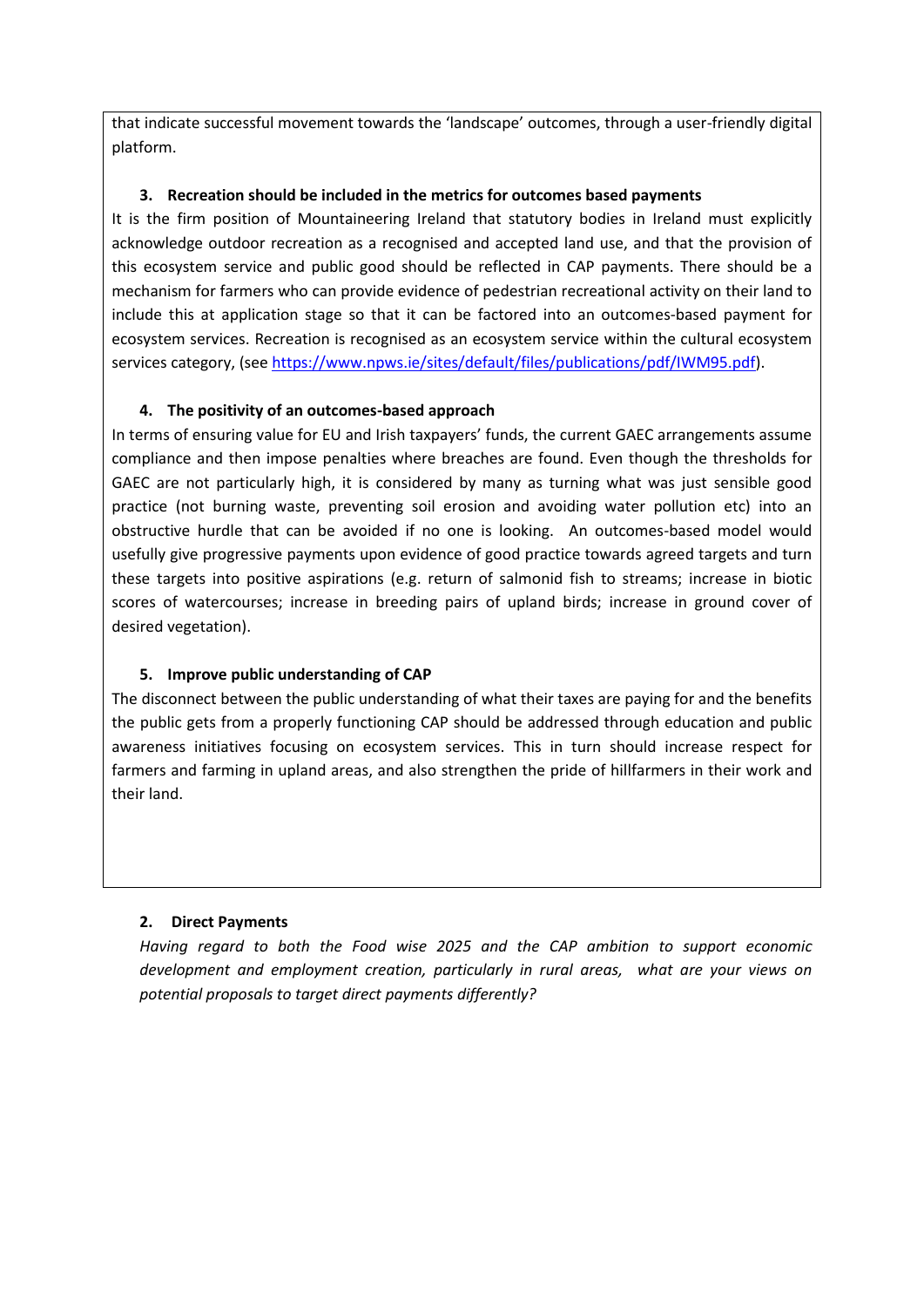that indicate successful movement towards the 'landscape' outcomes, through a user-friendly digital platform.

**3. Recreation should be included in the metrics for outcomes based payments**

It is the firm position of Mountaineering Ireland that statutory bodies in Ireland must explicitly acknowledge outdoor recreation as a recognised and accepted land use, and that the provision of this ecosystem service and public good should be reflected in CAP payments. There should be a mechanism for farmers who can provide evidence of pedestrian recreational activity on their land to include this at application stage so that it can be factored into an outcomes-based payment for ecosystem services. Recreation is recognised as an ecosystem service within the cultural ecosystem services category, (see https://www.npws.ie/sites/default/files/publications/pdf/IWM95.pdf).

**4. The positivity of an outcomes-based approach**

In terms of ensuring value for EU and Irish taxpayers' funds, the current GAEC arrangements assume compliance and then impose penalties where breaches are found. Even though the thresholds for GAEC are not particularly high, it is considered by many as turning what was just sensible good practice (not burning waste, preventing soil erosion and avoiding water pollution etc) into an obstructive hurdle that can be avoided if no one is looking. An outcomes-based model would usefully give progressive payments upon evidence of good practice towards agreed targets and turn these targets into positive aspirations (e.g. return of salmonid fish to streams; increase in biotic scores of watercourses; increase in breeding pairs of upland birds; increase in ground cover of desired vegetation).

**5. Improve public understanding of CAP**

The disconnect between the public understanding of what their taxes are paying for and the benefits the public gets from a properly functioning CAP should be addressed through education and public awareness initiatives focusing on ecosystem services. This in turn should increase respect for farmers and farming in upland areas, and also strengthen the pride of hillfarmers in their work and their land.

**2. Direct Payments**

*Having regard to both the Food wise 2025 and the CAP ambition to support economic development and employment creation, particularly in rural areas, what are your views on potential proposals to target direct payments differently?*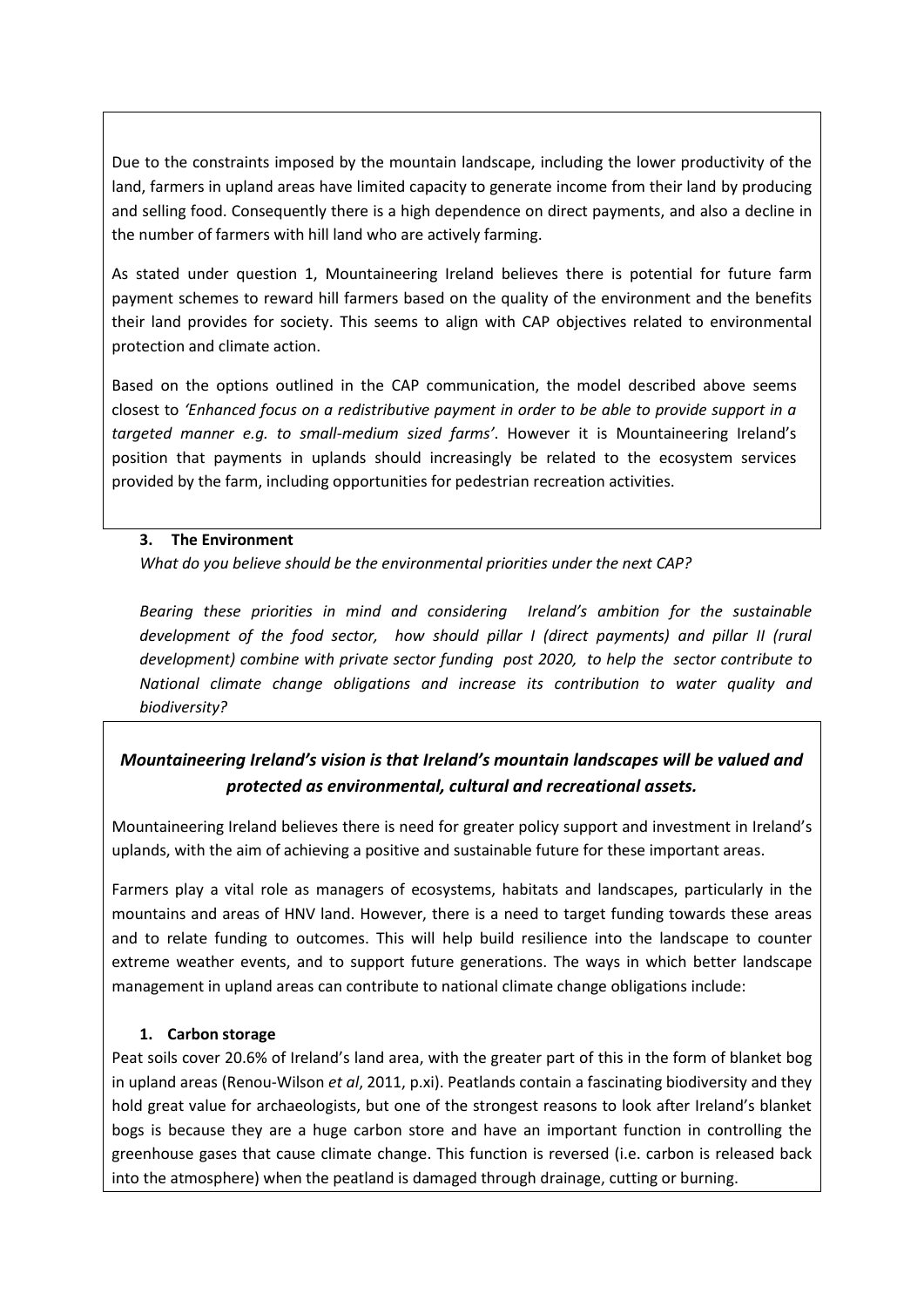Due to the constraints imposed by the mountain landscape, including the lower productivity of the land, farmers in upland areas have limited capacity to generate income from their land by producing and selling food. Consequently there is a high dependence on direct payments, and also a decline in the number of farmers with hill land who are actively farming.

As stated under question 1, Mountaineering Ireland believes there is potential for future farm payment schemes to reward hill farmers based on the quality of the environment and the benefits their land provides for society. This seems to align with CAP objectives related to environmental protection and climate action.

Based on the options outlined in the CAP communication, the model described above seems closest to *'Enhanced focus on a redistributive payment in order to be able to provide support in a targeted manner e.g. to small-medium sized farms'*. However it is Mountaineering Ireland's position that payments in uplands should increasingly be related to the ecosystem services provided by the farm, including opportunities for pedestrian recreation activities.

### 3. The Environment

*What do you believe should be the environmental priorities under the next CAP?*

*Bearing these priorities in mind and considering Ireland's ambition for the sustainable development of the food sector, how should pillar I (direct payments) and pillar II (rural development) combine with private sector funding post 2020, to help the sector contribute to National climate change obligations and increase its contribution to water quality and biodiversity?*

***Mountaineering Ireland's vision is that Ireland's mountain landscapes will be valued and protected as environmental, cultural and recreational assets.***

Mountaineering Ireland believes there is need for greater policy support and investment in Ireland's uplands, with the aim of achieving a positive and sustainable future for these important areas.

Farmers play a vital role as managers of ecosystems, habitats and landscapes, particularly in the mountains and areas of HNV land. However, there is a need to target funding towards these areas and to relate funding to outcomes. This will help build resilience into the landscape to counter extreme weather events, and to support future generations. The ways in which better landscape management in upland areas can contribute to national climate change obligations include:

1. **Carbon storage**

Peat soils cover 20.6% of Ireland's land area, with the greater part of this in the form of blanket bog in upland areas (Renou-Wilson *et al*, 2011, p.xi). Peatlands contain a fascinating biodiversity and they hold great value for archaeologists, but one of the strongest reasons to look after Ireland's blanket bogs is because they are a huge carbon store and have an important function in controlling the greenhouse gases that cause climate change. This function is reversed (i.e. carbon is released back into the atmosphere) when the peatland is damaged through drainage, cutting or burning.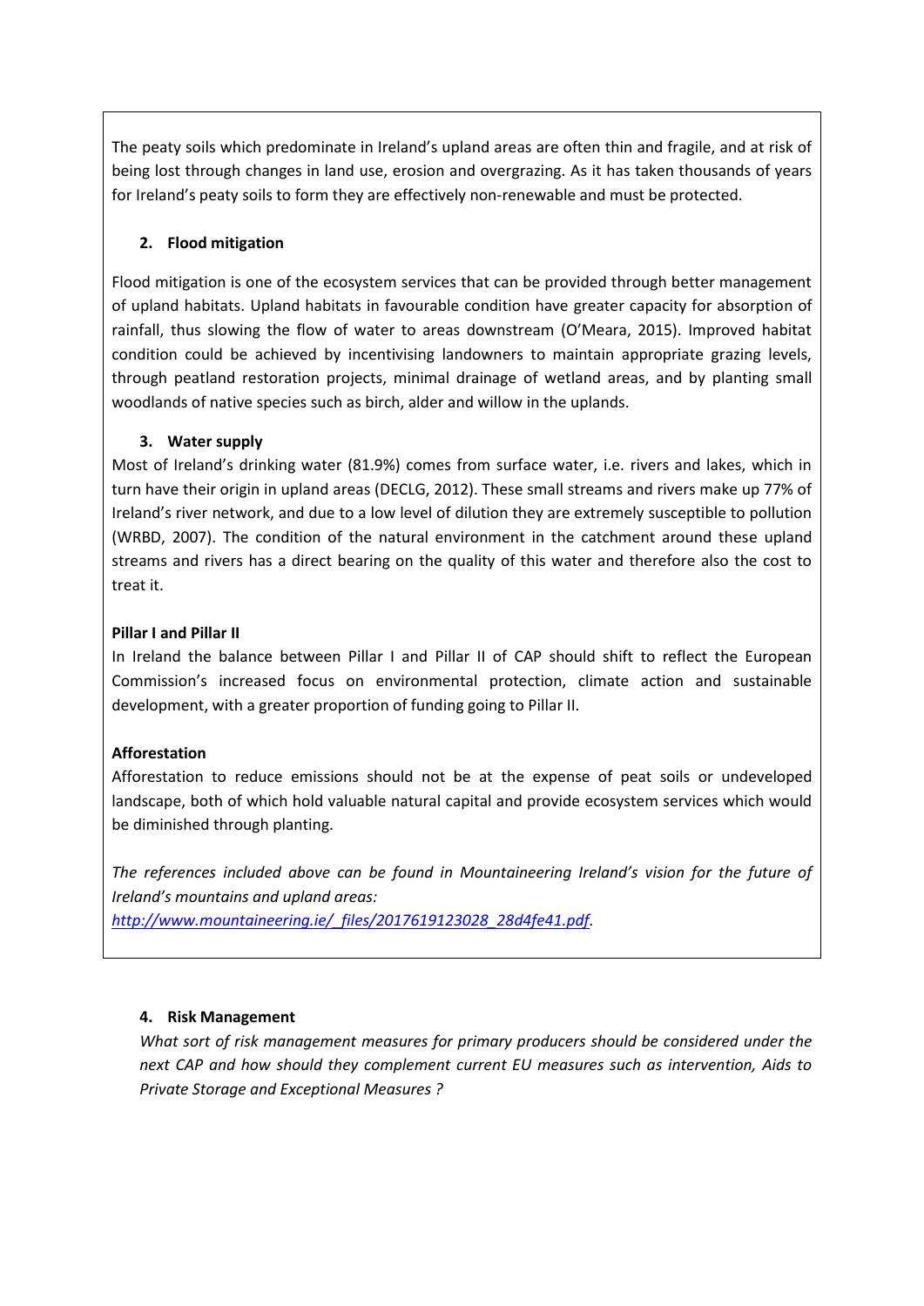The peaty soils which predominate in Ireland's upland areas are often thin and fragile, and at risk of being lost through changes in land use, erosion and overgrazing. As it has taken thousands of years for Ireland's peaty soils to form they are effectively non-renewable and must be protected.

**2. Flood mitigation**

Flood mitigation is one of the ecosystem services that can be provided through better management of upland habitats. Upland habitats in favourable condition have greater capacity for absorption of rainfall, thus slowing the flow of water to areas downstream (O'Meara, 2015). Improved habitat condition could be achieved by incentivising landowners to maintain appropriate grazing levels, through peatland restoration projects, minimal drainage of wetland areas, and by planting small woodlands of native species such as birch, alder and willow in the uplands.

**3. Water supply**

Most of Ireland's drinking water (81.9%) comes from surface water, i.e. rivers and lakes, which in turn have their origin in upland areas (DECLG, 2012). These small streams and rivers make up 77% of Ireland's river network, and due to a low level of dilution they are extremely susceptible to pollution (WRBD, 2007). The condition of the natural environment in the catchment around these upland streams and rivers has a direct bearing on the quality of this water and therefore also the cost to treat it.

**Pillar I and Pillar II**

In Ireland the balance between Pillar I and Pillar II of CAP should shift to reflect the European Commission's increased focus on environmental protection, climate action and sustainable development, with a greater proportion of funding going to Pillar II.

**Afforestation**

Afforestation to reduce emissions should not be at the expense of peat soils or undeveloped landscape, both of which hold valuable natural capital and provide ecosystem services which would be diminished through planting.

*The references included above can be found in Mountaineering Ireland's vision for the future of Ireland's mountains and upland areas:* [http://www.mountaineering.ie/_files/2017619123028_28d4fe41.pdf](http://www.mountaineering.ie/_files/2017619123028_28d4fe41.pdf).

**4. Risk Management**

*What sort of risk management measures for primary producers should be considered under the next CAP and how should they complement current EU measures such as intervention, Aids to Private Storage and Exceptional Measures ?*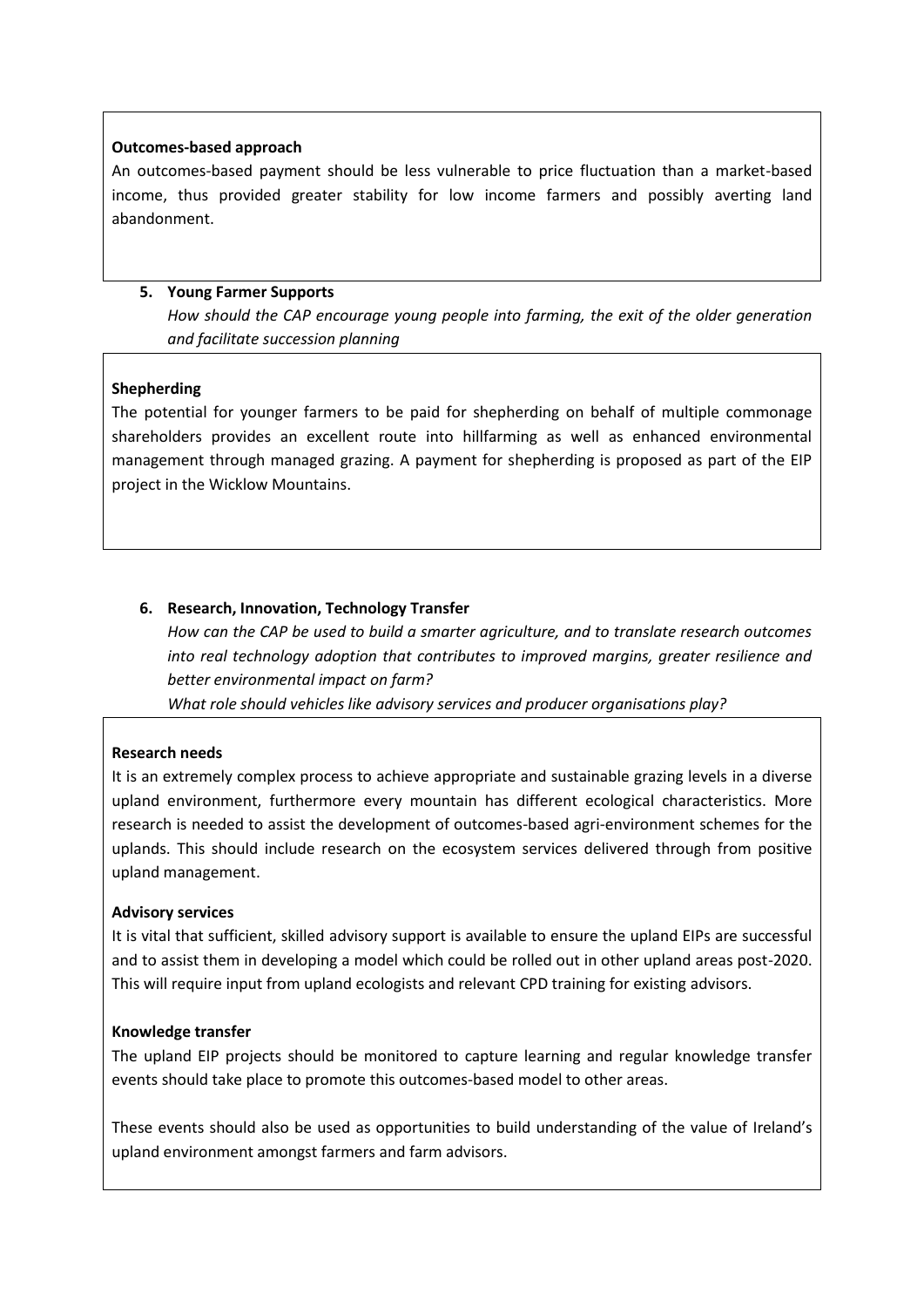**Outcomes-based approach**

An outcomes-based payment should be less vulnerable to price fluctuation than a market-based income, thus provided greater stability for low income farmers and possibly averting land abandonment.

5. **Young Farmer Supports**

   *How should the CAP encourage young people into farming, the exit of the older generation and facilitate succession planning*

**Shepherding**

The potential for younger farmers to be paid for shepherding on behalf of multiple commonage shareholders provides an excellent route into hillfarming as well as enhanced environmental management through managed grazing. A payment for shepherding is proposed as part of the EIP project in the Wicklow Mountains.

6. **Research, Innovation, Technology Transfer**

   *How can the CAP be used to build a smarter agriculture, and to translate research outcomes into real technology adoption that contributes to improved margins, greater resilience and better environmental impact on farm?*

   *What role should vehicles like advisory services and producer organisations play?*

**Research needs**

It is an extremely complex process to achieve appropriate and sustainable grazing levels in a diverse upland environment, furthermore every mountain has different ecological characteristics. More research is needed to assist the development of outcomes-based agri-environment schemes for the uplands. This should include research on the ecosystem services delivered through from positive upland management.

**Advisory services**

It is vital that sufficient, skilled advisory support is available to ensure the upland EIPs are successful and to assist them in developing a model which could be rolled out in other upland areas post-2020. This will require input from upland ecologists and relevant CPD training for existing advisors.

**Knowledge transfer**

The upland EIP projects should be monitored to capture learning and regular knowledge transfer events should take place to promote this outcomes-based model to other areas.

These events should also be used as opportunities to build understanding of the value of Ireland's upland environment amongst farmers and farm advisors.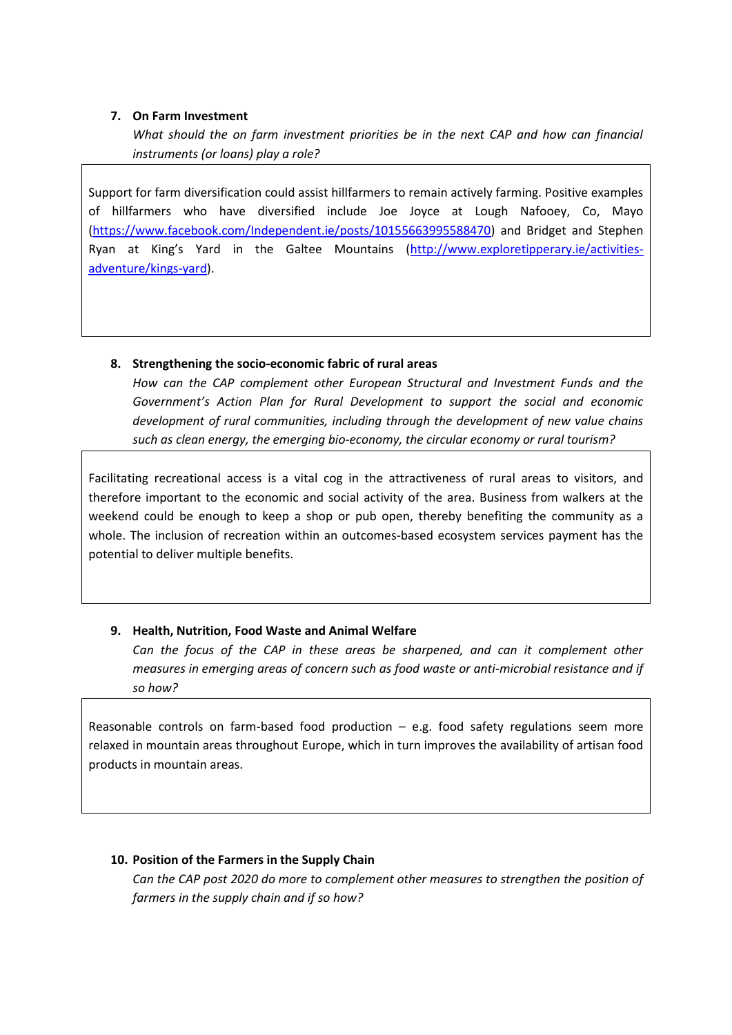**7. On Farm Investment**

*What should the on farm investment priorities be in the next CAP and how can financial instruments (or loans) play a role?*

Support for farm diversification could assist hillfarmers to remain actively farming. Positive examples of hillfarmers who have diversified include Joe Joyce at Lough Nafooey, Co, Mayo (https://www.facebook.com/Independent.ie/posts/10155663995588470) and Bridget and Stephen Ryan at King's Yard in the Galtee Mountains (http://www.exploretipperary.ie/activities-adventure/kings-yard).

**8. Strengthening the socio-economic fabric of rural areas**

*How can the CAP complement other European Structural and Investment Funds and the Government's Action Plan for Rural Development to support the social and economic development of rural communities, including through the development of new value chains such as clean energy, the emerging bio-economy, the circular economy or rural tourism?*

Facilitating recreational access is a vital cog in the attractiveness of rural areas to visitors, and therefore important to the economic and social activity of the area. Business from walkers at the weekend could be enough to keep a shop or pub open, thereby benefiting the community as a whole. The inclusion of recreation within an outcomes-based ecosystem services payment has the potential to deliver multiple benefits.

**9. Health, Nutrition, Food Waste and Animal Welfare**

*Can the focus of the CAP in these areas be sharpened, and can it complement other measures in emerging areas of concern such as food waste or anti-microbial resistance and if so how?*

Reasonable controls on farm-based food production – e.g. food safety regulations seem more relaxed in mountain areas throughout Europe, which in turn improves the availability of artisan food products in mountain areas.

**10. Position of the Farmers in the Supply Chain**

*Can the CAP post 2020 do more to complement other measures to strengthen the position of farmers in the supply chain and if so how?*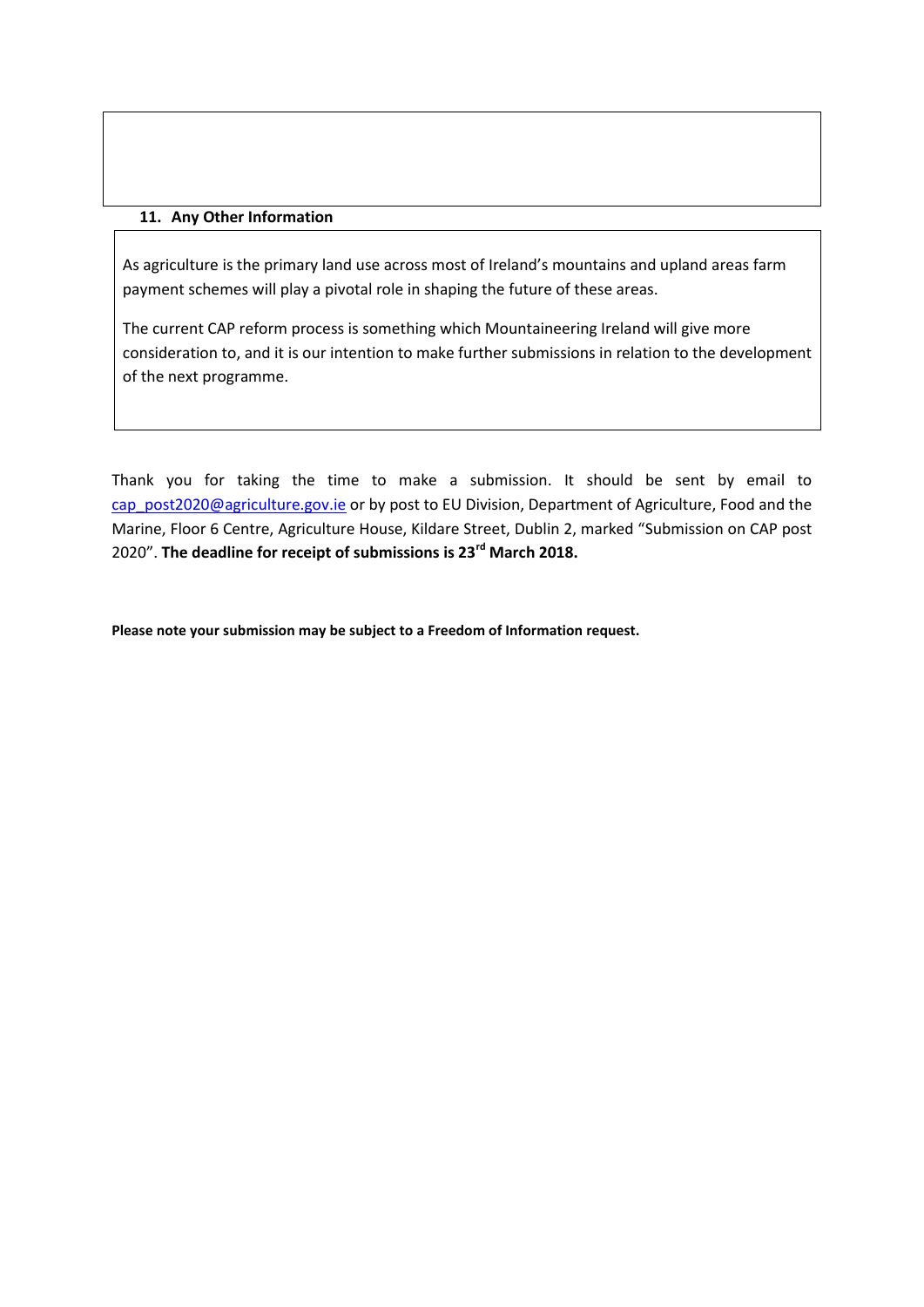## 11. Any Other Information

As agriculture is the primary land use across most of Ireland's mountains and upland areas farm payment schemes will play a pivotal role in shaping the future of these areas.

The current CAP reform process is something which Mountaineering Ireland will give more consideration to, and it is our intention to make further submissions in relation to the development of the next programme.

Thank you for taking the time to make a submission. It should be sent by email to cap_post2020@agriculture.gov.ie or by post to EU Division, Department of Agriculture, Food and the Marine, Floor 6 Centre, Agriculture House, Kildare Street, Dublin 2, marked "Submission on CAP post 2020". **The deadline for receipt of submissions is 23rd March 2018.**

**Please note your submission may be subject to a Freedom of Information request.**